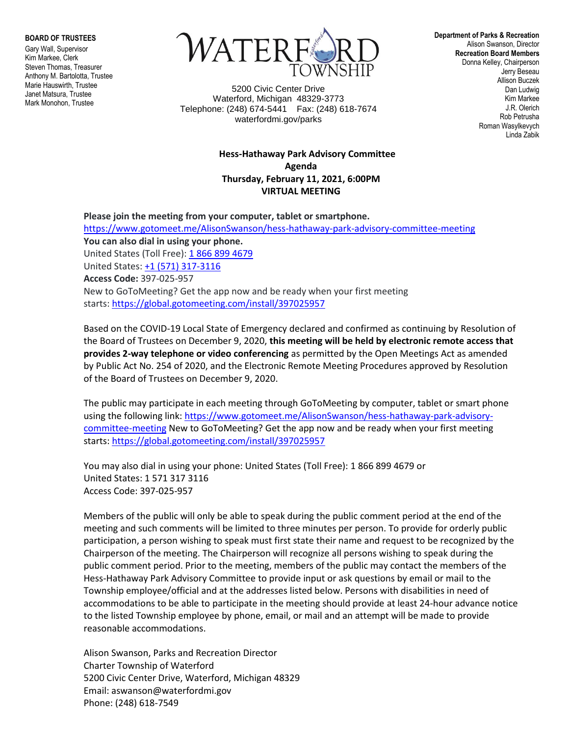**BOARD OF TRUSTEES**
Gary Wall, Supervisor
Kim Markee, Clerk
Steven Thomas, Treasurer
Anthony M. Bartolotta, Trustee
Marie Hauswirth, Trustee
Janet Matsura, Trustee
Mark Monohon, Trustee

WATERFORD TOWNSHIP

5200 Civic Center Drive
Waterford, Michigan 48329-3773
Telephone: (248) 674-5441 Fax: (248) 618-7674
waterfordmi.gov/parks

**Department of Parks & Recreation**
Alison Swanson, Director
**Recreation Board Members**
Donna Kelley, Chairperson
Jerry Beseau
Allison Buczek
Dan Ludwig
Kim Markee
J.R. Olerich
Rob Petrusha
Roman Wasylkevych
Linda Zabik

**Hess-Hathaway Park Advisory Committee**
**Agenda**
**Thursday, February 11, 2021, 6:00PM**
**VIRTUAL MEETING**

**Please join the meeting from your computer, tablet or smartphone.**
https://www.gotomeet.me/AlisonSwanson/hess-hathaway-park-advisory-committee-meeting
**You can also dial in using your phone.**
United States (Toll Free): 1 866 899 4679
United States: +1 (571) 317-3116
**Access Code:** 397-025-957
New to GoToMeeting? Get the app now and be ready when your first meeting starts: https://global.gotomeeting.com/install/397025957

Based on the COVID-19 Local State of Emergency declared and confirmed as continuing by Resolution of the Board of Trustees on December 9, 2020, **this meeting will be held by electronic remote access that provides 2-way telephone or video conferencing** as permitted by the Open Meetings Act as amended by Public Act No. 254 of 2020, and the Electronic Remote Meeting Procedures approved by Resolution of the Board of Trustees on December 9, 2020.

The public may participate in each meeting through GoToMeeting by computer, tablet or smart phone using the following link: https://www.gotomeet.me/AlisonSwanson/hess-hathaway-park-advisory-committee-meeting New to GoToMeeting? Get the app now and be ready when your first meeting starts: https://global.gotomeeting.com/install/397025957

You may also dial in using your phone: United States (Toll Free): 1 866 899 4679 or
United States: 1 571 317 3116
Access Code: 397-025-957

Members of the public will only be able to speak during the public comment period at the end of the meeting and such comments will be limited to three minutes per person. To provide for orderly public participation, a person wishing to speak must first state their name and request to be recognized by the Chairperson of the meeting. The Chairperson will recognize all persons wishing to speak during the public comment period. Prior to the meeting, members of the public may contact the members of the Hess-Hathaway Park Advisory Committee to provide input or ask questions by email or mail to the Township employee/official and at the addresses listed below. Persons with disabilities in need of accommodations to be able to participate in the meeting should provide at least 24-hour advance notice to the listed Township employee by phone, email, or mail and an attempt will be made to provide reasonable accommodations.

Alison Swanson, Parks and Recreation Director
Charter Township of Waterford
5200 Civic Center Drive, Waterford, Michigan 48329
Email: aswanson@waterfordmi.gov
Phone: (248) 618-7549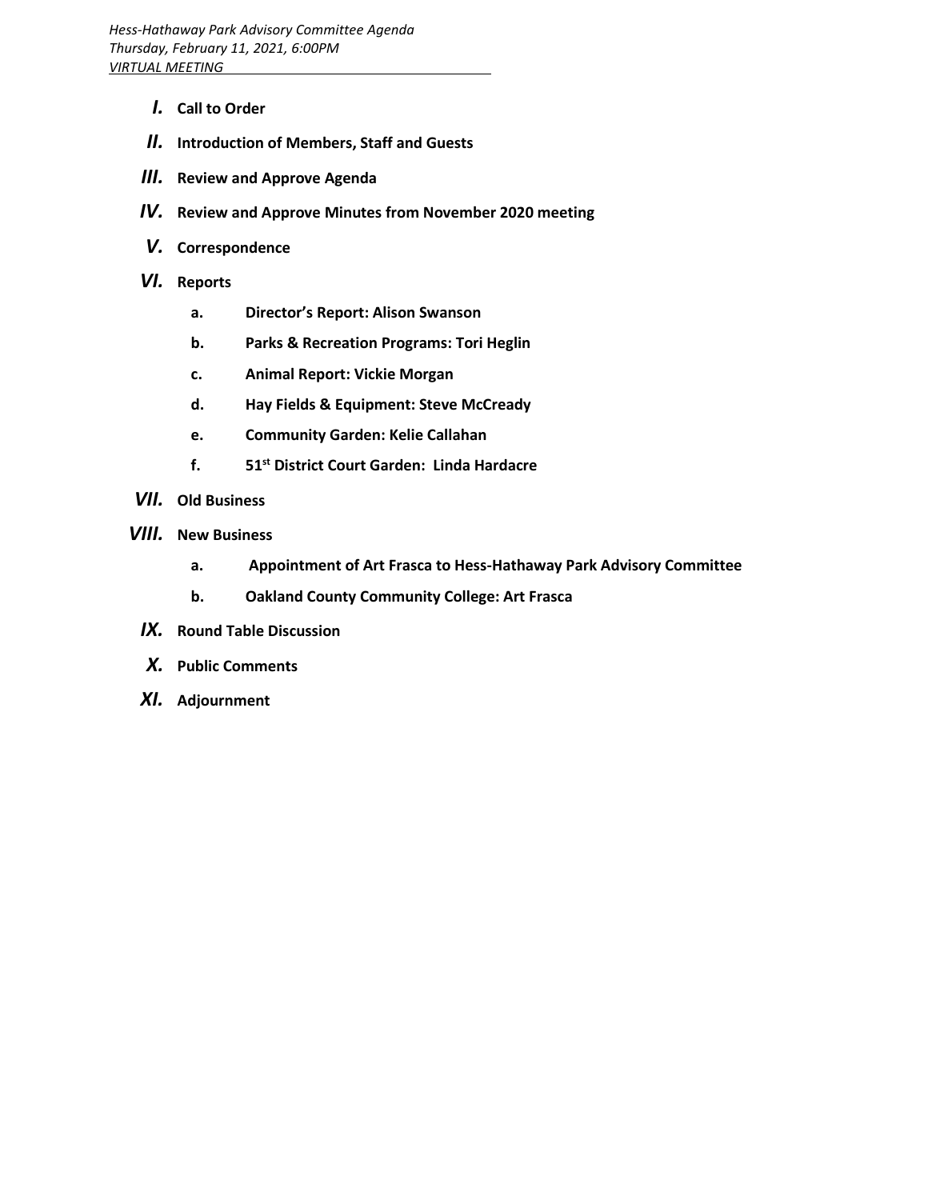*Hess-Hathaway Park Advisory Committee Agenda*
*Thursday, February 11, 2021, 6:00PM*
*VIRTUAL MEETING*

*I.* **Call to Order**

*II.* **Introduction of Members, Staff and Guests**

*III.* **Review and Approve Agenda**

*IV.* **Review and Approve Minutes from November 2020 meeting**

*V.* **Correspondence**

*VI.* **Reports**

   a. **Director's Report: Alison Swanson**

   b. **Parks & Recreation Programs: Tori Heglin**

   c. **Animal Report: Vickie Morgan**

   d. **Hay Fields & Equipment: Steve McCready**

   e. **Community Garden: Kelie Callahan**

   f. **51st District Court Garden: Linda Hardacre**

*VII.* **Old Business**

*VIII.* **New Business**

   a. **Appointment of Art Frasca to Hess-Hathaway Park Advisory Committee**

   b. **Oakland County Community College: Art Frasca**

*IX.* **Round Table Discussion**

*X.* **Public Comments**

*XI.* **Adjournment**